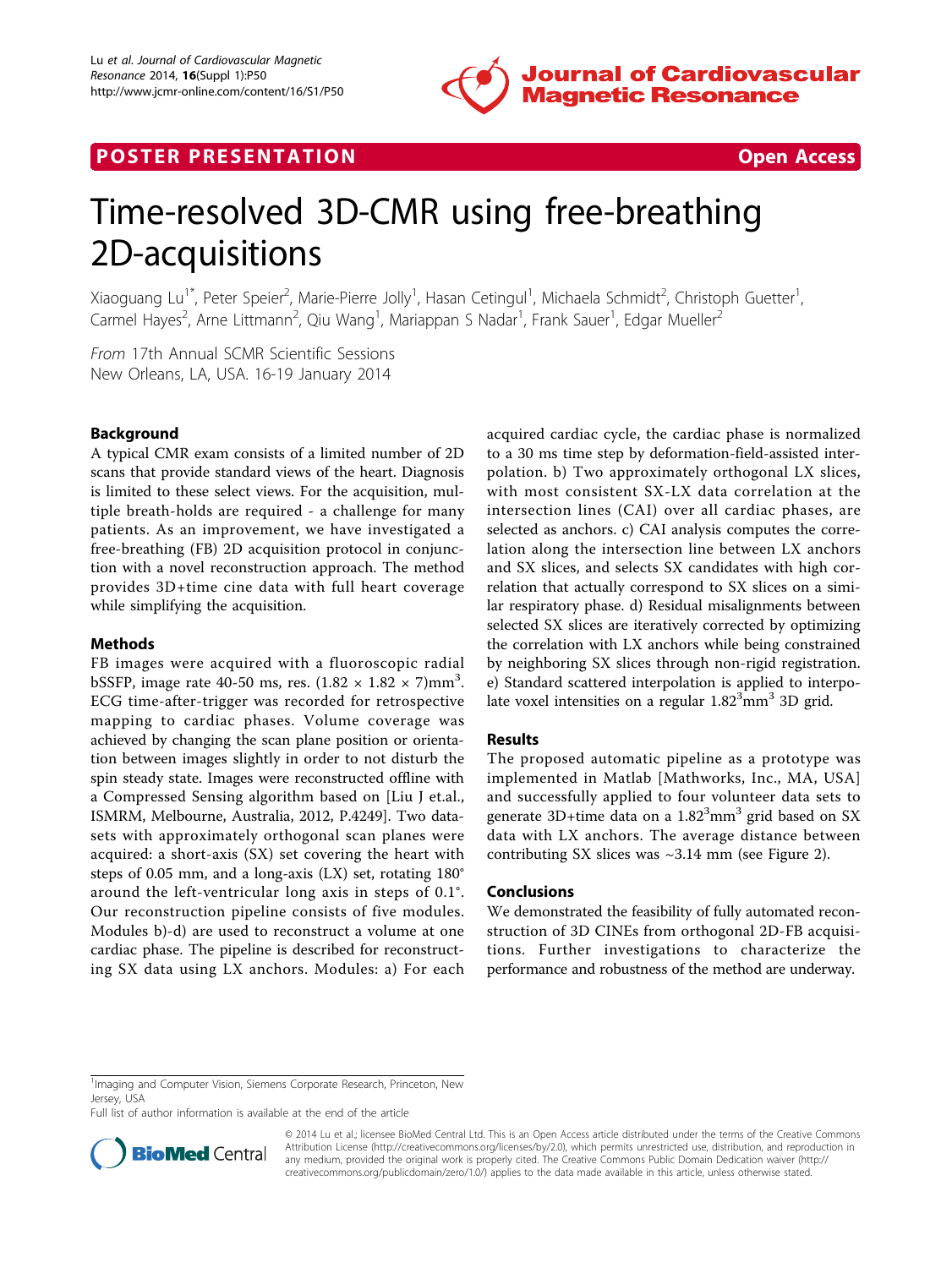POSTER PRESENTATION | Open Access

# Time-resolved 3D-CMR using free-breathing 2D-acquisitions

Xiaoguang Lu[1*], Peter Speier[2], Marie-Pierre Jolly[1], Hasan Cetingul[1], Michaela Schmidt[2], Christoph Guetter[1], Carmel Hayes[2], Arne Littmann[2], Qiu Wang[1], Mariappan S Nadar[1], Frank Sauer[1], Edgar Mueller[2]

*From* 17th Annual SCMR Scientific Sessions
New Orleans, LA, USA. 16-19 January 2014

## Background

A typical CMR exam consists of a limited number of 2D scans that provide standard views of the heart. Diagnosis is limited to these select views. For the acquisition, multiple breath-holds are required - a challenge for many patients. As an improvement, we have investigated a free-breathing (FB) 2D acquisition protocol in conjunction with a novel reconstruction approach. The method provides 3D+time cine data with full heart coverage while simplifying the acquisition.

## Methods

FB images were acquired with a fluoroscopic radial bSSFP, image rate 40-50 ms, res. $(1.82 \times 1.82 \times 7)\text{mm}^3$. ECG time-after-trigger was recorded for retrospective mapping to cardiac phases. Volume coverage was achieved by changing the scan plane position or orientation between images slightly in order to not disturb the spin steady state. Images were reconstructed offline with a Compressed Sensing algorithm based on [Liu J et.al., ISMRM, Melbourne, Australia, 2012, P.4249]. Two datasets with approximately orthogonal scan planes were acquired: a short-axis (SX) set covering the heart with steps of 0.05 mm, and a long-axis (LX) set, rotating 180° around the left-ventricular long axis in steps of 0.1°. Our reconstruction pipeline consists of five modules. Modules b)-d) are used to reconstruct a volume at one cardiac phase. The pipeline is described for reconstructing SX data using LX anchors. Modules: a) For each acquired cardiac cycle, the cardiac phase is normalized to a 30 ms time step by deformation-field-assisted interpolation. b) Two approximately orthogonal LX slices, with most consistent SX-LX data correlation at the intersection lines (CAI) over all cardiac phases, are selected as anchors. c) CAI analysis computes the correlation along the intersection line between LX anchors and SX slices, and selects SX candidates with high correlation that actually correspond to SX slices on a similar respiratory phase. d) Residual misalignments between selected SX slices are iteratively corrected by optimizing the correlation with LX anchors while being constrained by neighboring SX slices through non-rigid registration. e) Standard scattered interpolation is applied to interpolate voxel intensities on a regular $1.82^3\text{mm}^3$ 3D grid.

## Results

The proposed automatic pipeline as a prototype was implemented in Matlab [Mathworks, Inc., MA, USA] and successfully applied to four volunteer data sets to generate 3D+time data on a $1.82^3\text{mm}^3$ grid based on SX data with LX anchors. The average distance between contributing SX slices was ~3.14 mm (see Figure 2).

## Conclusions

We demonstrated the feasibility of fully automated reconstruction of 3D CINEs from orthogonal 2D-FB acquisitions. Further investigations to characterize the performance and robustness of the method are underway.

[1]Imaging and Computer Vision, Siemens Corporate Research, Princeton, New Jersey, USA
Full list of author information is available at the end of the article

© 2014 Lu et al.; licensee BioMed Central Ltd. This is an Open Access article distributed under the terms of the Creative Commons Attribution License (http://creativecommons.org/licenses/by/2.0), which permits unrestricted use, distribution, and reproduction in any medium, provided the original work is properly cited. The Creative Commons Public Domain Dedication waiver (http://creativecommons.org/publicdomain/zero/1.0/) applies to the data made available in this article, unless otherwise stated.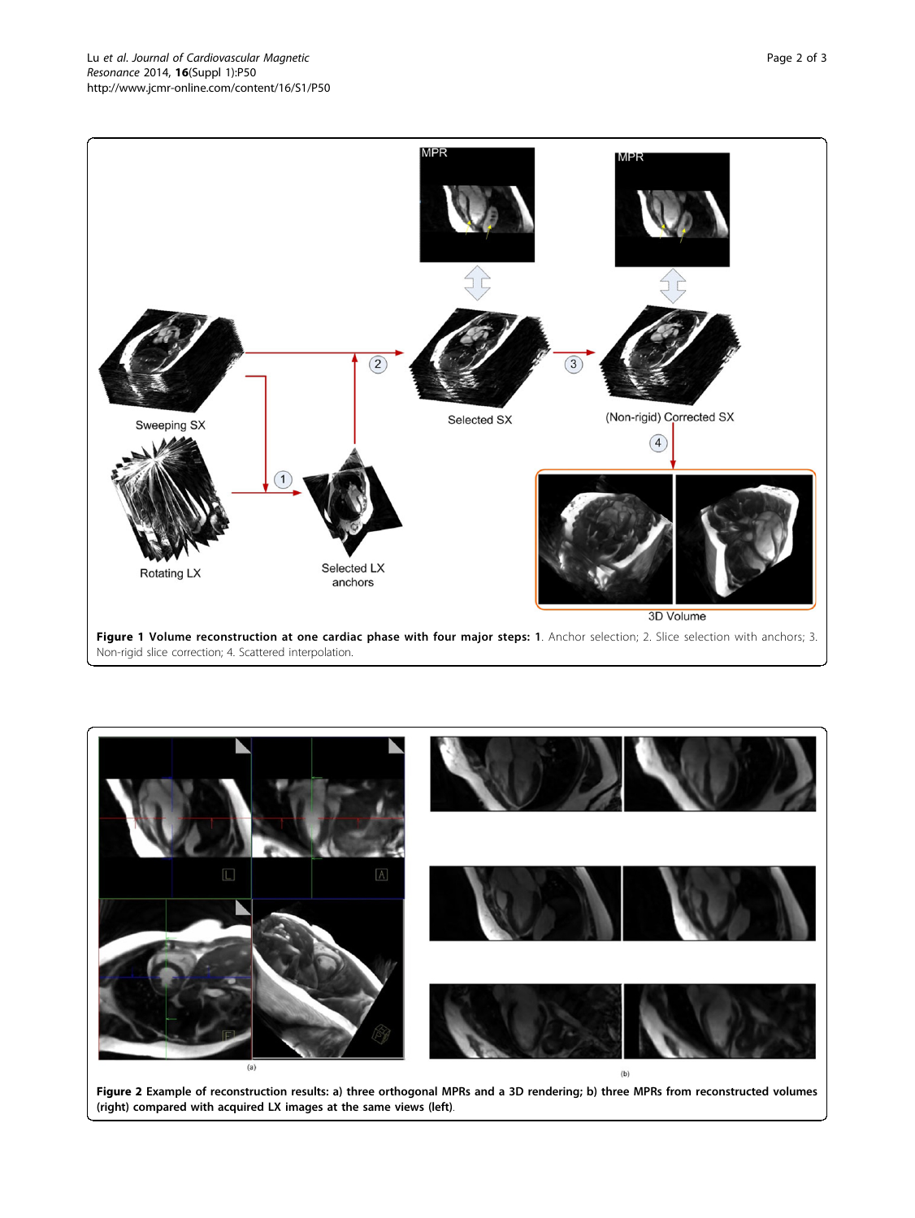**Figure 1 Volume reconstruction at one cardiac phase with four major steps: 1**. Anchor selection; 2. Slice selection with anchors; 3. Non-rigid slice correction; 4. Scattered interpolation.

**Figure 2 Example of reconstruction results: a) three orthogonal MPRs and a 3D rendering; b) three MPRs from reconstructed volumes (right) compared with acquired LX images at the same views (left)**.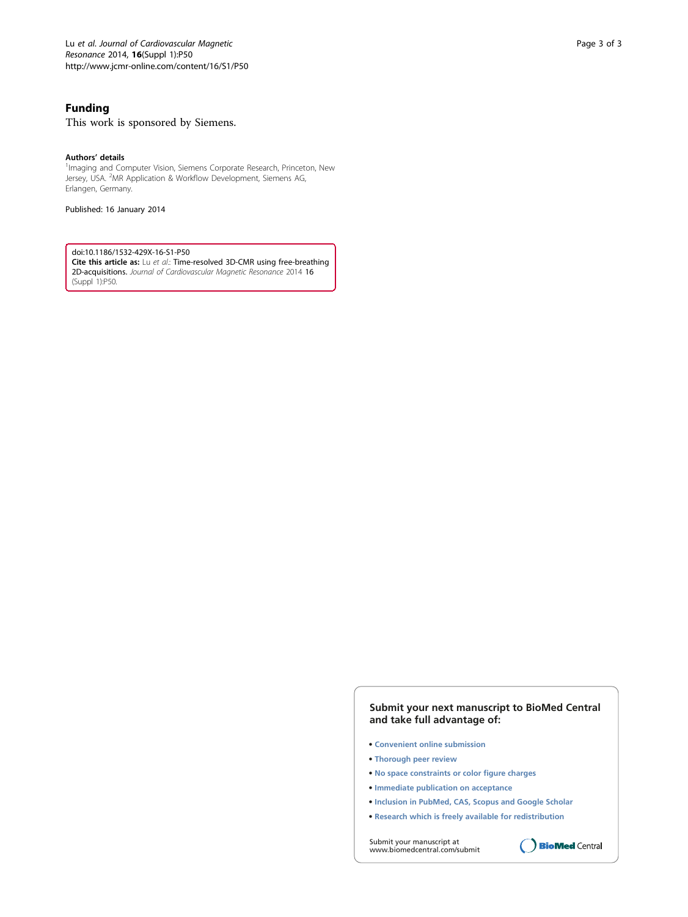## Funding

This work is sponsored by Siemens.

### Authors' details

[1]Imaging and Computer Vision, Siemens Corporate Research, Princeton, New Jersey, USA. [2]MR Application & Workflow Development, Siemens AG, Erlangen, Germany.

Published: 16 January 2014

doi:10.1186/1532-429X-16-S1-P50
**Cite this article as:** Lu *et al.*: Time-resolved 3D-CMR using free-breathing 2D-acquisitions. *Journal of Cardiovascular Magnetic Resonance* 2014 **16** (Suppl 1):P50.

**Submit your next manuscript to BioMed Central and take full advantage of:**

- **Convenient online submission**
- **Thorough peer review**
- **No space constraints or color figure charges**
- **Immediate publication on acceptance**
- **Inclusion in PubMed, CAS, Scopus and Google Scholar**
- **Research which is freely available for redistribution**

Submit your manuscript at
www.biomedcentral.com/submit

BioMed Central